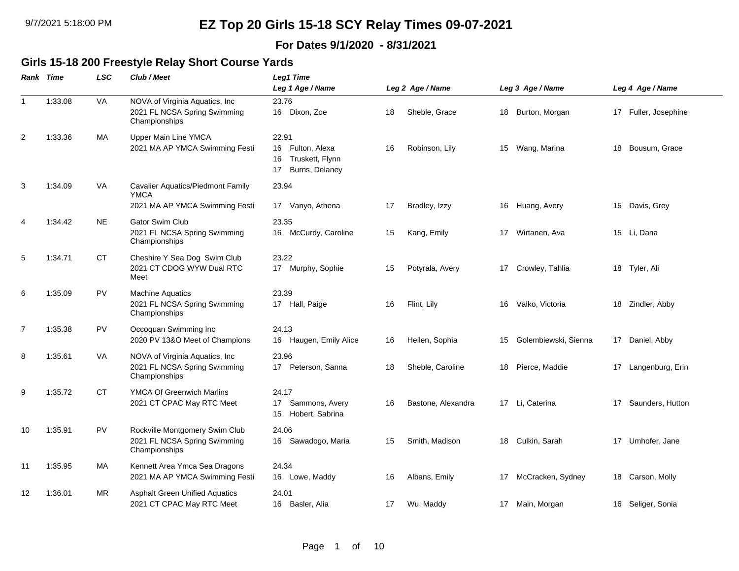# EZ Top 20 Girls 15-18 SCY Relay Times 09-07-2021

**For Dates 9/1/2020 - 8/31/2021**

## Girls 15-18 200 Freestyle Relay Short Course Yards

| Rank | Time | LSC | Club / Meet | Leg1 Time / Leg 1 Age / Name | Leg 2 Age / Name | Leg 3 Age / Name | Leg 4 Age / Name |
|---|---|---|---|---|---|---|---|
| 1 | 1:33.08 | VA | NOVA of Virginia Aquatics, Inc<br>2021 FL NCSA Spring Swimming Championships | 23.76<br>16 Dixon, Zoe | 18 Sheble, Grace | 18 Burton, Morgan | 17 Fuller, Josephine |
| 2 | 1:33.36 | MA | Upper Main Line YMCA<br>2021 MA AP YMCA Swimming Festi | 22.91<br>16 Fulton, Alexa<br>16 Truskett, Flynn<br>17 Burns, Delaney | 16 Robinson, Lily | 15 Wang, Marina | 18 Bousum, Grace |
| 3 | 1:34.09 | VA | Cavalier Aquatics/Piedmont Family YMCA<br>2021 MA AP YMCA Swimming Festi | 23.94<br>17 Vanyo, Athena | 17 Bradley, Izzy | 16 Huang, Avery | 15 Davis, Grey |
| 4 | 1:34.42 | NE | Gator Swim Club<br>2021 FL NCSA Spring Swimming Championships | 23.35<br>16 McCurdy, Caroline | 15 Kang, Emily | 17 Wirtanen, Ava | 15 Li, Dana |
| 5 | 1:34.71 | CT | Cheshire Y Sea Dog Swim Club<br>2021 CT CDOG WYW Dual RTC Meet | 23.22<br>17 Murphy, Sophie | 15 Potyrala, Avery | 17 Crowley, Tahlia | 18 Tyler, Ali |
| 6 | 1:35.09 | PV | Machine Aquatics<br>2021 FL NCSA Spring Swimming Championships | 23.39<br>17 Hall, Paige | 16 Flint, Lily | 16 Valko, Victoria | 18 Zindler, Abby |
| 7 | 1:35.38 | PV | Occoquan Swimming Inc<br>2020 PV 13&O Meet of Champions | 24.13<br>16 Haugen, Emily Alice | 16 Heilen, Sophia | 15 Golembiewski, Sienna | 17 Daniel, Abby |
| 8 | 1:35.61 | VA | NOVA of Virginia Aquatics, Inc<br>2021 FL NCSA Spring Swimming Championships | 23.96<br>17 Peterson, Sanna | 18 Sheble, Caroline | 18 Pierce, Maddie | 17 Langenburg, Erin |
| 9 | 1:35.72 | CT | YMCA Of Greenwich Marlins<br>2021 CT CPAC May RTC Meet | 24.17<br>17 Sammons, Avery<br>15 Hobert, Sabrina | 16 Bastone, Alexandra | 17 Li, Caterina | 17 Saunders, Hutton |
| 10 | 1:35.91 | PV | Rockville Montgomery Swim Club<br>2021 FL NCSA Spring Swimming Championships | 24.06<br>16 Sawadogo, Maria | 15 Smith, Madison | 18 Culkin, Sarah | 17 Umhofer, Jane |
| 11 | 1:35.95 | MA | Kennett Area Ymca Sea Dragons<br>2021 MA AP YMCA Swimming Festi | 24.34<br>16 Lowe, Maddy | 16 Albans, Emily | 17 McCracken, Sydney | 18 Carson, Molly |
| 12 | 1:36.01 | MR | Asphalt Green Unified Aquatics<br>2021 CT CPAC May RTC Meet | 24.01<br>16 Basler, Alia | 17 Wu, Maddy | 17 Main, Morgan | 16 Seliger, Sonia |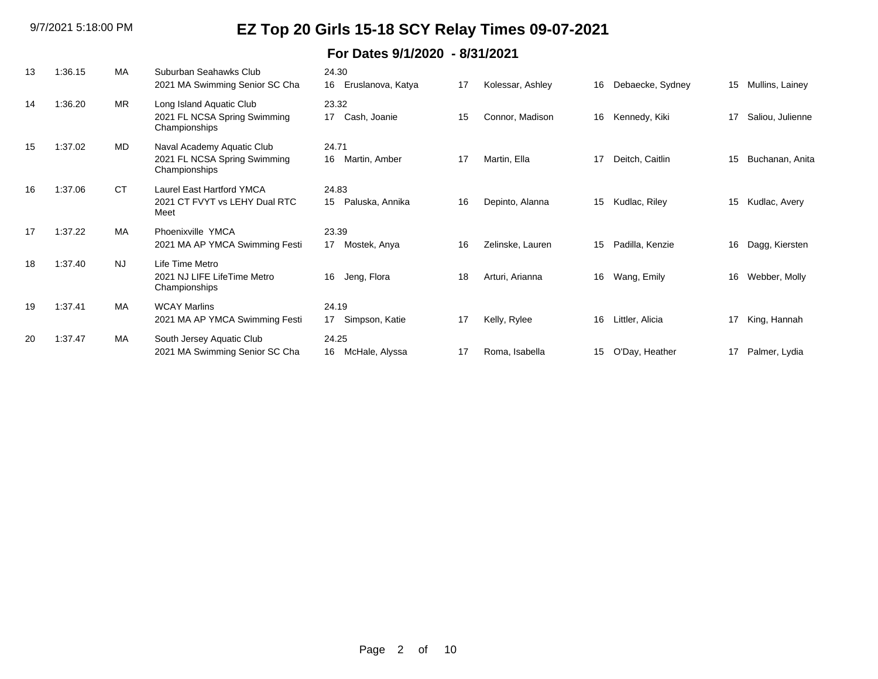# EZ Top 20 Girls 15-18 SCY Relay Times 09-07-2021

## For Dates 9/1/2020 - 8/31/2021

| Rank | Time | LSC | Team / Meet | Swimmer 1 | Age | Swimmer 2 | Age | Swimmer 3 | Age | Swimmer 4 |
|---|---|---|---|---|---|---|---|---|---|---|
| 13 | 1:36.15 | MA | Suburban Seahawks Club<br>2021 MA Swimming Senior SC Cha | 24.30<br>16 Eruslanova, Katya | 17 | Kolessar, Ashley | 16 | Debaecke, Sydney | 15 | Mullins, Lainey |
| 14 | 1:36.20 | MR | Long Island Aquatic Club<br>2021 FL NCSA Spring Swimming Championships | 23.32<br>17 Cash, Joanie | 15 | Connor, Madison | 16 | Kennedy, Kiki | 17 | Saliou, Julienne |
| 15 | 1:37.02 | MD | Naval Academy Aquatic Club<br>2021 FL NCSA Spring Swimming Championships | 24.71<br>16 Martin, Amber | 17 | Martin, Ella | 17 | Deitch, Caitlin | 15 | Buchanan, Anita |
| 16 | 1:37.06 | CT | Laurel East Hartford YMCA<br>2021 CT FVYT vs LEHY Dual RTC Meet | 24.83<br>15 Paluska, Annika | 16 | Depinto, Alanna | 15 | Kudlac, Riley | 15 | Kudlac, Avery |
| 17 | 1:37.22 | MA | Phoenixville YMCA<br>2021 MA AP YMCA Swimming Festi | 23.39<br>17 Mostek, Anya | 16 | Zelinske, Lauren | 15 | Padilla, Kenzie | 16 | Dagg, Kiersten |
| 18 | 1:37.40 | NJ | Life Time Metro<br>2021 NJ LIFE LifeTime Metro Championships | 16 Jeng, Flora | 18 | Arturi, Arianna | 16 | Wang, Emily | 16 | Webber, Molly |
| 19 | 1:37.41 | MA | WCAY Marlins<br>2021 MA AP YMCA Swimming Festi | 24.19<br>17 Simpson, Katie | 17 | Kelly, Rylee | 16 | Littler, Alicia | 17 | King, Hannah |
| 20 | 1:37.47 | MA | South Jersey Aquatic Club<br>2021 MA Swimming Senior SC Cha | 24.25<br>16 McHale, Alyssa | 17 | Roma, Isabella | 15 | O'Day, Heather | 17 | Palmer, Lydia |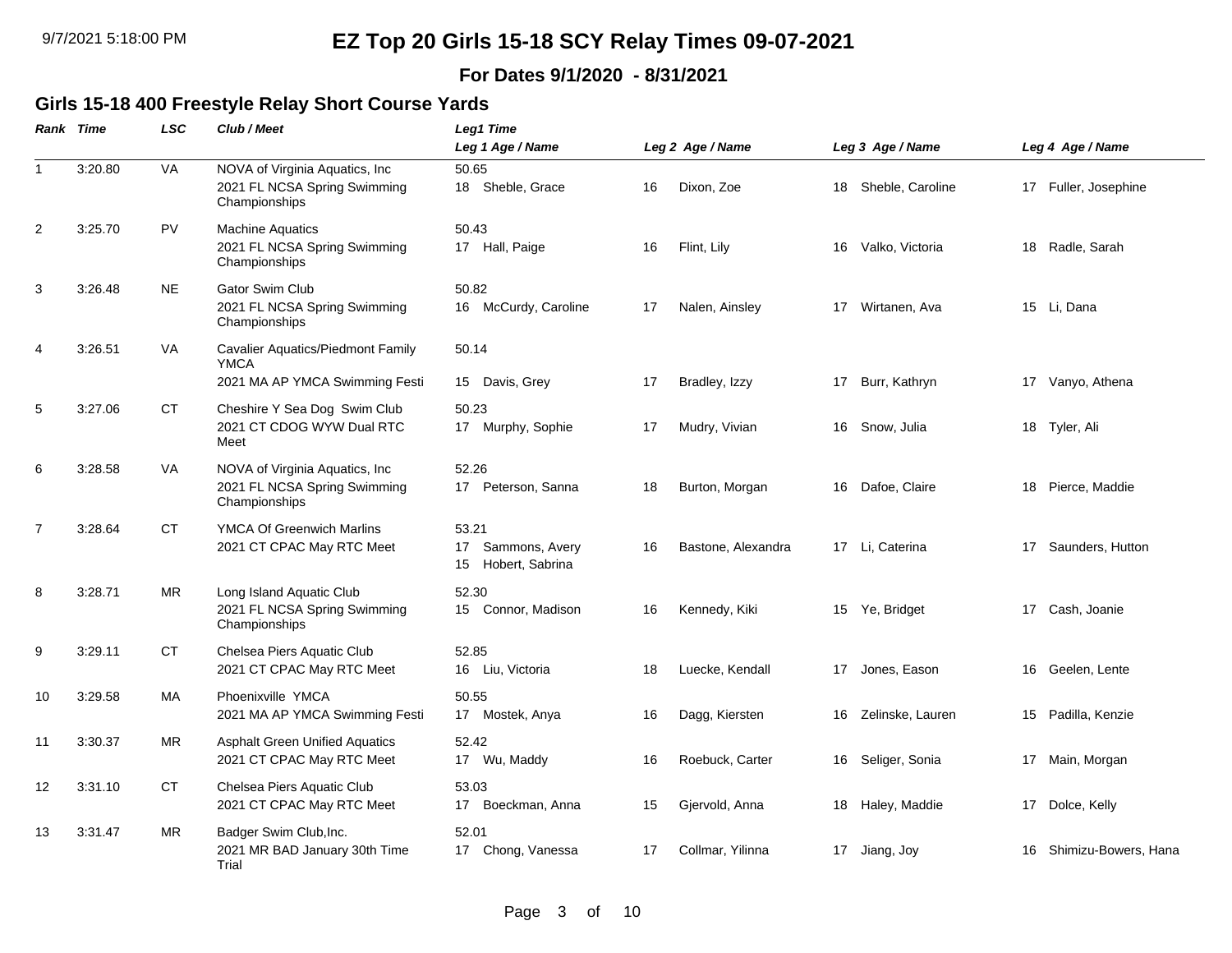# EZ Top 20 Girls 15-18 SCY Relay Times 09-07-2021

**For Dates 9/1/2020 - 8/31/2021**

## Girls 15-18 400 Freestyle Relay Short Course Yards

| Rank | Time | LSC | Club / Meet | Leg1 Time / Leg 1 Age / Name | Leg 2 Age / Name | Leg 3 Age / Name | Leg 4 Age / Name |
|---|---|---|---|---|---|---|---|
| 1 | 3:20.80 | VA | NOVA of Virginia Aquatics, Inc<br>2021 FL NCSA Spring Swimming Championships | 50.65<br>18 Sheble, Grace | 16 Dixon, Zoe | 18 Sheble, Caroline | 17 Fuller, Josephine |
| 2 | 3:25.70 | PV | Machine Aquatics<br>2021 FL NCSA Spring Swimming Championships | 50.43<br>17 Hall, Paige | 16 Flint, Lily | 16 Valko, Victoria | 18 Radle, Sarah |
| 3 | 3:26.48 | NE | Gator Swim Club<br>2021 FL NCSA Spring Swimming Championships | 50.82<br>16 McCurdy, Caroline | 17 Nalen, Ainsley | 17 Wirtanen, Ava | 15 Li, Dana |
| 4 | 3:26.51 | VA | Cavalier Aquatics/Piedmont Family YMCA<br>2021 MA AP YMCA Swimming Festi | 50.14<br>15 Davis, Grey | 17 Bradley, Izzy | 17 Burr, Kathryn | 17 Vanyo, Athena |
| 5 | 3:27.06 | CT | Cheshire Y Sea Dog Swim Club<br>2021 CT CDOG WYW Dual RTC Meet | 50.23<br>17 Murphy, Sophie | 17 Mudry, Vivian | 16 Snow, Julia | 18 Tyler, Ali |
| 6 | 3:28.58 | VA | NOVA of Virginia Aquatics, Inc<br>2021 FL NCSA Spring Swimming Championships | 52.26<br>17 Peterson, Sanna | 18 Burton, Morgan | 16 Dafoe, Claire | 18 Pierce, Maddie |
| 7 | 3:28.64 | CT | YMCA Of Greenwich Marlins<br>2021 CT CPAC May RTC Meet | 53.21<br>17 Sammons, Avery<br>15 Hobert, Sabrina | 16 Bastone, Alexandra | 17 Li, Caterina | 17 Saunders, Hutton |
| 8 | 3:28.71 | MR | Long Island Aquatic Club<br>2021 FL NCSA Spring Swimming Championships | 52.30<br>15 Connor, Madison | 16 Kennedy, Kiki | 15 Ye, Bridget | 17 Cash, Joanie |
| 9 | 3:29.11 | CT | Chelsea Piers Aquatic Club<br>2021 CT CPAC May RTC Meet | 52.85<br>16 Liu, Victoria | 18 Luecke, Kendall | 17 Jones, Eason | 16 Geelen, Lente |
| 10 | 3:29.58 | MA | Phoenixville YMCA<br>2021 MA AP YMCA Swimming Festi | 50.55<br>17 Mostek, Anya | 16 Dagg, Kiersten | 16 Zelinske, Lauren | 15 Padilla, Kenzie |
| 11 | 3:30.37 | MR | Asphalt Green Unified Aquatics<br>2021 CT CPAC May RTC Meet | 52.42<br>17 Wu, Maddy | 16 Roebuck, Carter | 16 Seliger, Sonia | 17 Main, Morgan |
| 12 | 3:31.10 | CT | Chelsea Piers Aquatic Club<br>2021 CT CPAC May RTC Meet | 53.03<br>17 Boeckman, Anna | 15 Gjervold, Anna | 18 Haley, Maddie | 17 Dolce, Kelly |
| 13 | 3:31.47 | MR | Badger Swim Club,Inc.<br>2021 MR BAD January 30th Time Trial | 52.01<br>17 Chong, Vanessa | 17 Collmar, Yilinna | 17 Jiang, Joy | 16 Shimizu-Bowers, Hana |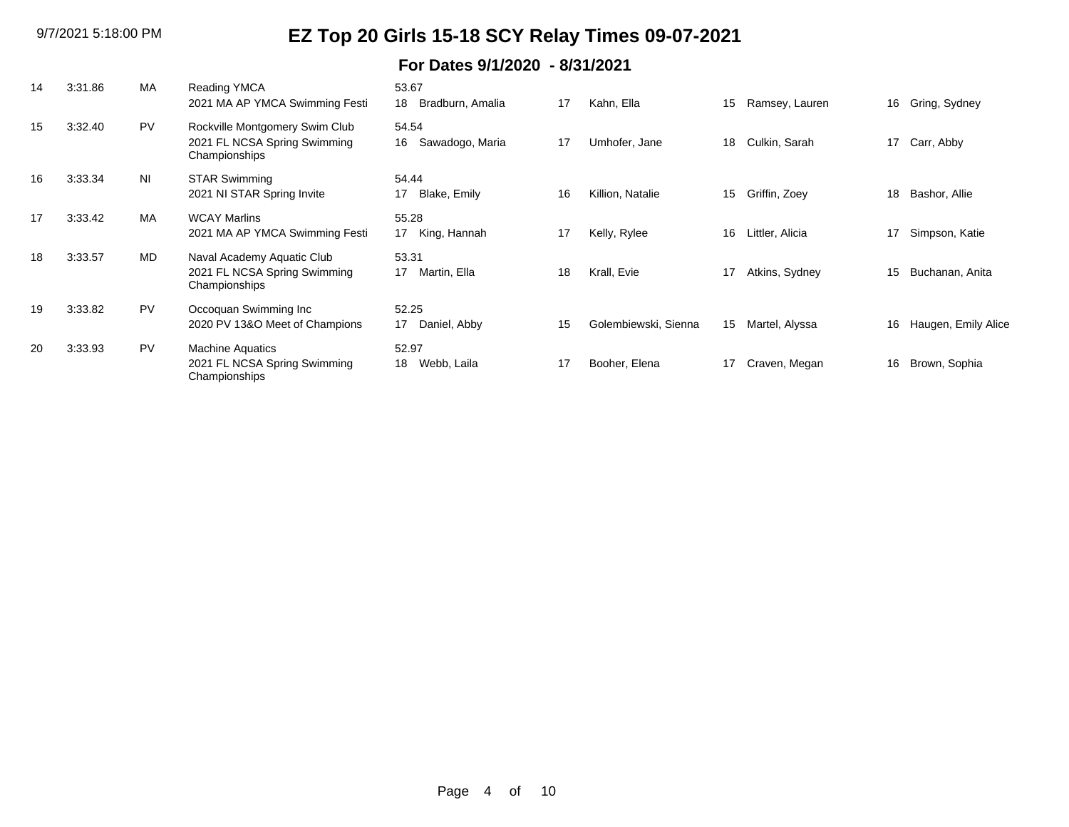# EZ Top 20 Girls 15-18 SCY Relay Times 09-07-2021

## For Dates 9/1/2020 - 8/31/2021

| Rank | Time | LSC | Team / Meet | Lead-off / Swimmer 1 | Swimmer 2 | Swimmer 3 | Swimmer 4 |
|---|---|---|---|---|---|---|---|
| 14 | 3:31.86 | MA | Reading YMCA<br>2021 MA AP YMCA Swimming Festi | 53.67<br>18 Bradburn, Amalia | 17 Kahn, Ella | 15 Ramsey, Lauren | 16 Gring, Sydney |
| 15 | 3:32.40 | PV | Rockville Montgomery Swim Club<br>2021 FL NCSA Spring Swimming Championships | 54.54<br>16 Sawadogo, Maria | 17 Umhofer, Jane | 18 Culkin, Sarah | 17 Carr, Abby |
| 16 | 3:33.34 | NI | STAR Swimming<br>2021 NI STAR Spring Invite | 54.44<br>17 Blake, Emily | 16 Killion, Natalie | 15 Griffin, Zoey | 18 Bashor, Allie |
| 17 | 3:33.42 | MA | WCAY Marlins<br>2021 MA AP YMCA Swimming Festi | 55.28<br>17 King, Hannah | 17 Kelly, Rylee | 16 Littler, Alicia | 17 Simpson, Katie |
| 18 | 3:33.57 | MD | Naval Academy Aquatic Club<br>2021 FL NCSA Spring Swimming Championships | 53.31<br>17 Martin, Ella | 18 Krall, Evie | 17 Atkins, Sydney | 15 Buchanan, Anita |
| 19 | 3:33.82 | PV | Occoquan Swimming Inc<br>2020 PV 13&O Meet of Champions | 52.25<br>17 Daniel, Abby | 15 Golembiewski, Sienna | 15 Martel, Alyssa | 16 Haugen, Emily Alice |
| 20 | 3:33.93 | PV | Machine Aquatics<br>2021 FL NCSA Spring Swimming Championships | 52.97<br>18 Webb, Laila | 17 Booher, Elena | 17 Craven, Megan | 16 Brown, Sophia |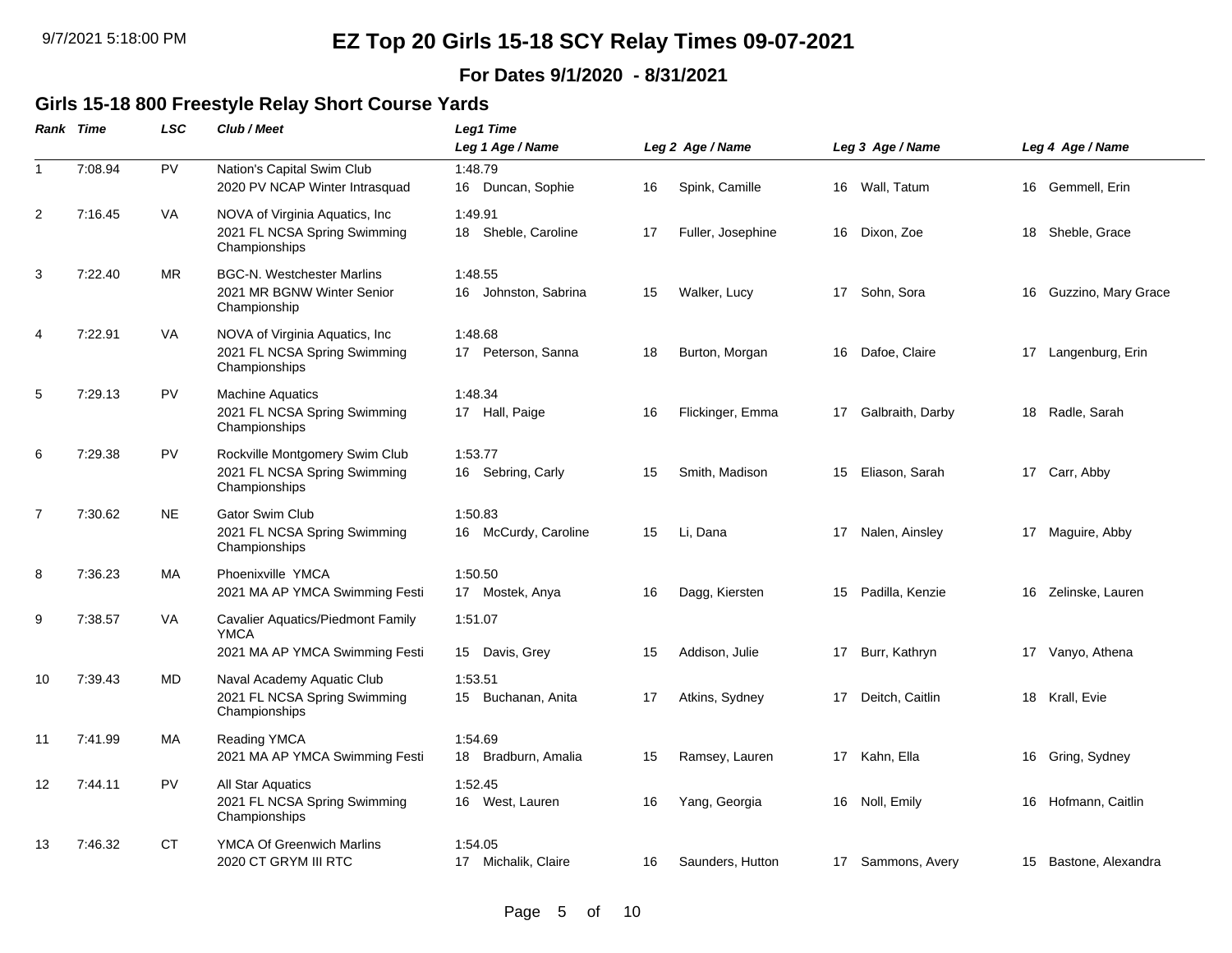# EZ Top 20 Girls 15-18 SCY Relay Times 09-07-2021

### For Dates 9/1/2020 - 8/31/2021

## Girls 15-18 800 Freestyle Relay Short Course Yards

| Rank | Time | LSC | Club / Meet | Leg1 Time<br>Leg 1 Age / Name | Leg 2 Age / Name | Leg 3 Age / Name | Leg 4 Age / Name |
|---|---|---|---|---|---|---|---|
| 1 | 7:08.94 | PV | Nation's Capital Swim Club<br>2020 PV NCAP Winter Intrasquad | 1:48.79<br>16 Duncan, Sophie | 16 Spink, Camille | 16 Wall, Tatum | 16 Gemmell, Erin |
| 2 | 7:16.45 | VA | NOVA of Virginia Aquatics, Inc<br>2021 FL NCSA Spring Swimming Championships | 1:49.91<br>18 Sheble, Caroline | 17 Fuller, Josephine | 16 Dixon, Zoe | 18 Sheble, Grace |
| 3 | 7:22.40 | MR | BGC-N. Westchester Marlins<br>2021 MR BGNW Winter Senior Championship | 1:48.55<br>16 Johnston, Sabrina | 15 Walker, Lucy | 17 Sohn, Sora | 16 Guzzino, Mary Grace |
| 4 | 7:22.91 | VA | NOVA of Virginia Aquatics, Inc<br>2021 FL NCSA Spring Swimming Championships | 1:48.68<br>17 Peterson, Sanna | 18 Burton, Morgan | 16 Dafoe, Claire | 17 Langenburg, Erin |
| 5 | 7:29.13 | PV | Machine Aquatics<br>2021 FL NCSA Spring Swimming Championships | 1:48.34<br>17 Hall, Paige | 16 Flickinger, Emma | 17 Galbraith, Darby | 18 Radle, Sarah |
| 6 | 7:29.38 | PV | Rockville Montgomery Swim Club<br>2021 FL NCSA Spring Swimming Championships | 1:53.77<br>16 Sebring, Carly | 15 Smith, Madison | 15 Eliason, Sarah | 17 Carr, Abby |
| 7 | 7:30.62 | NE | Gator Swim Club<br>2021 FL NCSA Spring Swimming Championships | 1:50.83<br>16 McCurdy, Caroline | 15 Li, Dana | 17 Nalen, Ainsley | 17 Maguire, Abby |
| 8 | 7:36.23 | MA | Phoenixville YMCA<br>2021 MA AP YMCA Swimming Festi | 1:50.50<br>17 Mostek, Anya | 16 Dagg, Kiersten | 15 Padilla, Kenzie | 16 Zelinske, Lauren |
| 9 | 7:38.57 | VA | Cavalier Aquatics/Piedmont Family YMCA<br>2021 MA AP YMCA Swimming Festi | 1:51.07<br>15 Davis, Grey | 15 Addison, Julie | 17 Burr, Kathryn | 17 Vanyo, Athena |
| 10 | 7:39.43 | MD | Naval Academy Aquatic Club<br>2021 FL NCSA Spring Swimming Championships | 1:53.51<br>15 Buchanan, Anita | 17 Atkins, Sydney | 17 Deitch, Caitlin | 18 Krall, Evie |
| 11 | 7:41.99 | MA | Reading YMCA<br>2021 MA AP YMCA Swimming Festi | 1:54.69<br>18 Bradburn, Amalia | 15 Ramsey, Lauren | 17 Kahn, Ella | 16 Gring, Sydney |
| 12 | 7:44.11 | PV | All Star Aquatics<br>2021 FL NCSA Spring Swimming Championships | 1:52.45<br>16 West, Lauren | 16 Yang, Georgia | 16 Noll, Emily | 16 Hofmann, Caitlin |
| 13 | 7:46.32 | CT | YMCA Of Greenwich Marlins<br>2020 CT GRYM III RTC | 1:54.05<br>17 Michalik, Claire | 16 Saunders, Hutton | 17 Sammons, Avery | 15 Bastone, Alexandra |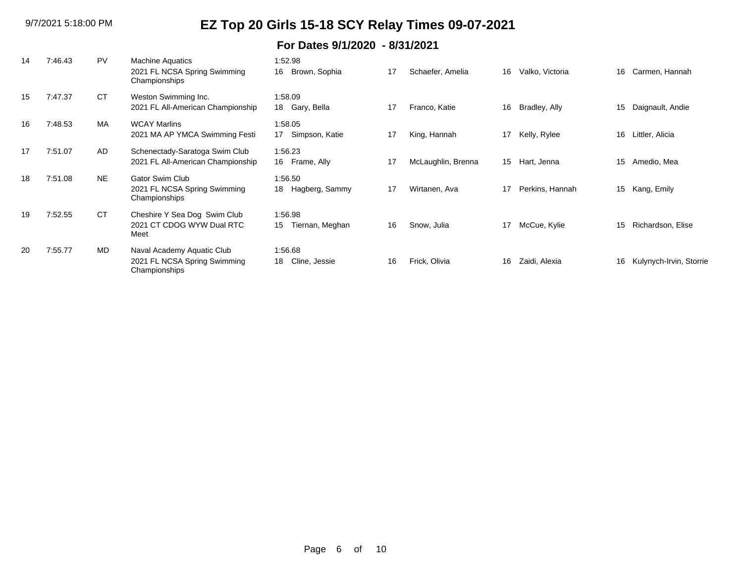# EZ Top 20 Girls 15-18 SCY Relay Times 09-07-2021

## For Dates 9/1/2020 - 8/31/2021

| Rank | Time | LSC | Team / Meet | Lead-off | Age | Swimmer 1 | Age | Swimmer 2 | Age | Swimmer 3 | Age | Swimmer 4 |
|---|---|---|---|---|---|---|---|---|---|---|---|---|
| 14 | 7:46.43 | PV | Machine Aquatics<br>2021 FL NCSA Spring Swimming Championships | 1:52.98 | 16 | Brown, Sophia | 17 | Schaefer, Amelia | 16 | Valko, Victoria | 16 | Carmen, Hannah |
| 15 | 7:47.37 | CT | Weston Swimming Inc.<br>2021 FL All-American Championship | 1:58.09 | 18 | Gary, Bella | 17 | Franco, Katie | 16 | Bradley, Ally | 15 | Daignault, Andie |
| 16 | 7:48.53 | MA | WCAY Marlins<br>2021 MA AP YMCA Swimming Festi | 1:58.05 | 17 | Simpson, Katie | 17 | King, Hannah | 17 | Kelly, Rylee | 16 | Littler, Alicia |
| 17 | 7:51.07 | AD | Schenectady-Saratoga Swim Club<br>2021 FL All-American Championship | 1:56.23 | 16 | Frame, Ally | 17 | McLaughlin, Brenna | 15 | Hart, Jenna | 15 | Amedio, Mea |
| 18 | 7:51.08 | NE | Gator Swim Club<br>2021 FL NCSA Spring Swimming Championships | 1:56.50 | 18 | Hagberg, Sammy | 17 | Wirtanen, Ava | 17 | Perkins, Hannah | 15 | Kang, Emily |
| 19 | 7:52.55 | CT | Cheshire Y Sea Dog Swim Club<br>2021 CT CDOG WYW Dual RTC Meet | 1:56.98 | 15 | Tiernan, Meghan | 16 | Snow, Julia | 17 | McCue, Kylie | 15 | Richardson, Elise |
| 20 | 7:55.77 | MD | Naval Academy Aquatic Club<br>2021 FL NCSA Spring Swimming Championships | 1:56.68 | 18 | Cline, Jessie | 16 | Frick, Olivia | 16 | Zaidi, Alexia | 16 | Kulynych-Irvin, Storrie |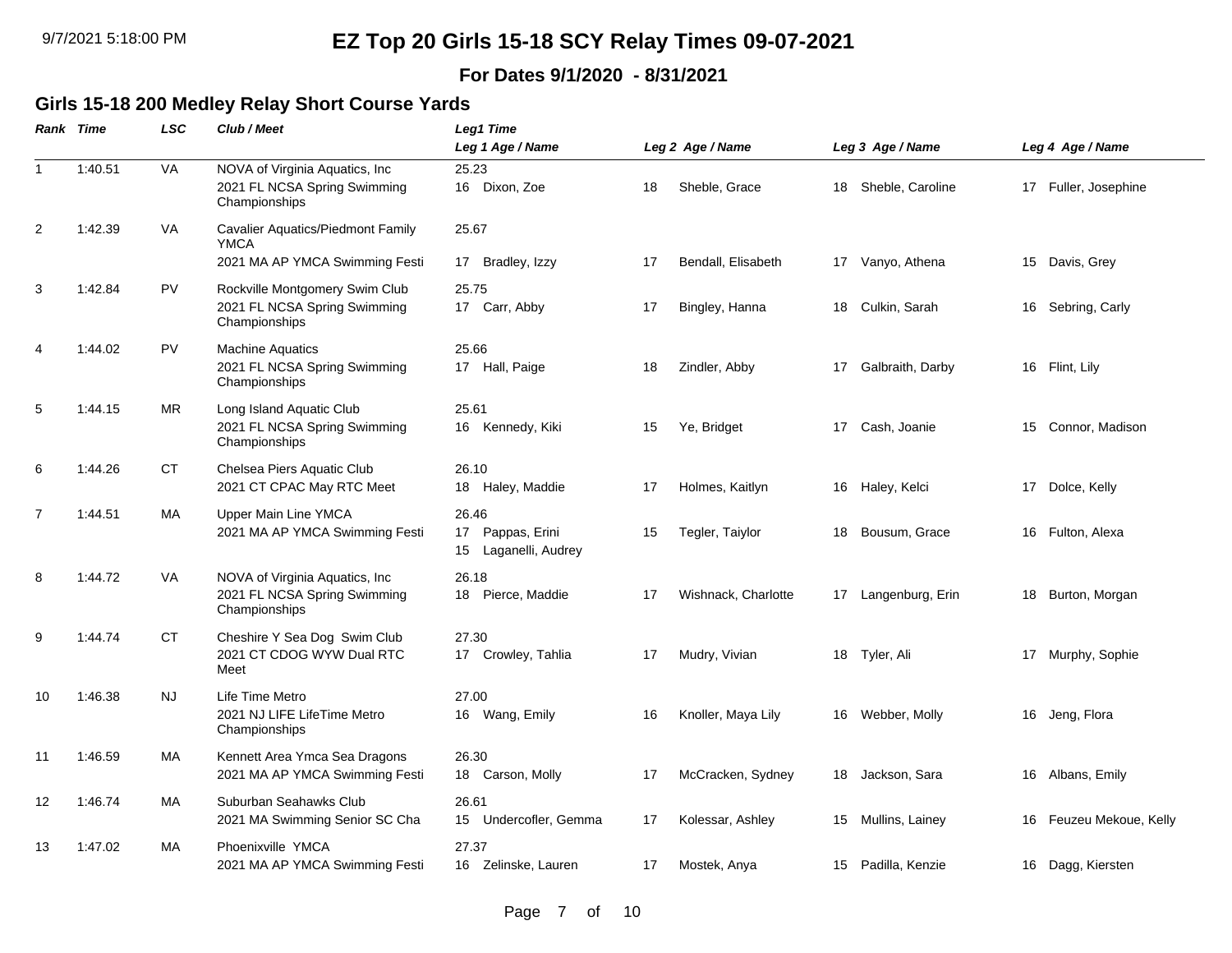# EZ Top 20 Girls 15-18 SCY Relay Times 09-07-2021

**For Dates 9/1/2020 - 8/31/2021**

## Girls 15-18 200 Medley Relay Short Course Yards

| Rank | Time | LSC | Club / Meet | Leg1 Time / Leg 1 Age / Name | Leg 2 Age / Name | Leg 3 Age / Name | Leg 4 Age / Name |
|---|---|---|---|---|---|---|---|
| 1 | 1:40.51 | VA | NOVA of Virginia Aquatics, Inc<br>2021 FL NCSA Spring Swimming Championships | 25.23<br>16 Dixon, Zoe | 18 Sheble, Grace | 18 Sheble, Caroline | 17 Fuller, Josephine |
| 2 | 1:42.39 | VA | Cavalier Aquatics/Piedmont Family YMCA<br>2021 MA AP YMCA Swimming Festi | 25.67<br>17 Bradley, Izzy | 17 Bendall, Elisabeth | 17 Vanyo, Athena | 15 Davis, Grey |
| 3 | 1:42.84 | PV | Rockville Montgomery Swim Club<br>2021 FL NCSA Spring Swimming Championships | 25.75<br>17 Carr, Abby | 17 Bingley, Hanna | 18 Culkin, Sarah | 16 Sebring, Carly |
| 4 | 1:44.02 | PV | Machine Aquatics<br>2021 FL NCSA Spring Swimming Championships | 25.66<br>17 Hall, Paige | 18 Zindler, Abby | 17 Galbraith, Darby | 16 Flint, Lily |
| 5 | 1:44.15 | MR | Long Island Aquatic Club<br>2021 FL NCSA Spring Swimming Championships | 25.61<br>16 Kennedy, Kiki | 15 Ye, Bridget | 17 Cash, Joanie | 15 Connor, Madison |
| 6 | 1:44.26 | CT | Chelsea Piers Aquatic Club<br>2021 CT CPAC May RTC Meet | 26.10<br>18 Haley, Maddie | 17 Holmes, Kaitlyn | 16 Haley, Kelci | 17 Dolce, Kelly |
| 7 | 1:44.51 | MA | Upper Main Line YMCA<br>2021 MA AP YMCA Swimming Festi | 26.46<br>17 Pappas, Erini<br>15 Laganelli, Audrey | 15 Tegler, Taiylor | 18 Bousum, Grace | 16 Fulton, Alexa |
| 8 | 1:44.72 | VA | NOVA of Virginia Aquatics, Inc<br>2021 FL NCSA Spring Swimming Championships | 26.18<br>18 Pierce, Maddie | 17 Wishnack, Charlotte | 17 Langenburg, Erin | 18 Burton, Morgan |
| 9 | 1:44.74 | CT | Cheshire Y Sea Dog Swim Club<br>2021 CT CDOG WYW Dual RTC Meet | 27.30<br>17 Crowley, Tahlia | 17 Mudry, Vivian | 18 Tyler, Ali | 17 Murphy, Sophie |
| 10 | 1:46.38 | NJ | Life Time Metro<br>2021 NJ LIFE LifeTime Metro Championships | 27.00<br>16 Wang, Emily | 16 Knoller, Maya Lily | 16 Webber, Molly | 16 Jeng, Flora |
| 11 | 1:46.59 | MA | Kennett Area Ymca Sea Dragons<br>2021 MA AP YMCA Swimming Festi | 26.30<br>18 Carson, Molly | 17 McCracken, Sydney | 18 Jackson, Sara | 16 Albans, Emily |
| 12 | 1:46.74 | MA | Suburban Seahawks Club<br>2021 MA Swimming Senior SC Cha | 26.61<br>15 Undercofler, Gemma | 17 Kolessar, Ashley | 15 Mullins, Lainey | 16 Feuzeu Mekoue, Kelly |
| 13 | 1:47.02 | MA | Phoenixville YMCA<br>2021 MA AP YMCA Swimming Festi | 27.37<br>16 Zelinske, Lauren | 17 Mostek, Anya | 15 Padilla, Kenzie | 16 Dagg, Kiersten |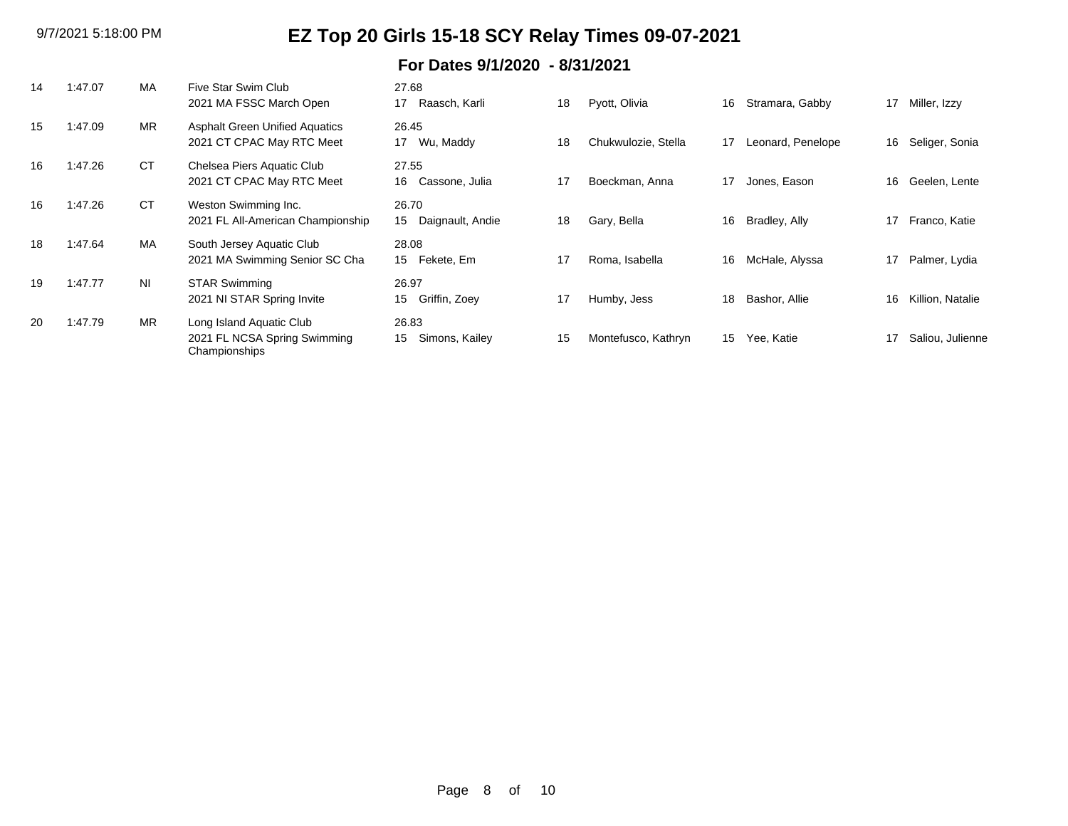# EZ Top 20 Girls 15-18 SCY Relay Times 09-07-2021

## For Dates 9/1/2020 - 8/31/2021

| Rank | Time | LSC | Team / Meet | Split | Age | Swimmer 1 | Age | Swimmer 2 | Age | Swimmer 3 | Age | Swimmer 4 |
|---|---|---|---|---|---|---|---|---|---|---|---|---|
| 14 | 1:47.07 | MA | Five Star Swim Club<br>2021 MA FSSC March Open | 27.68 | 17 | Raasch, Karli | 18 | Pyott, Olivia | 16 | Stramara, Gabby | 17 | Miller, Izzy |
| 15 | 1:47.09 | MR | Asphalt Green Unified Aquatics<br>2021 CT CPAC May RTC Meet | 26.45 | 17 | Wu, Maddy | 18 | Chukwulozie, Stella | 17 | Leonard, Penelope | 16 | Seliger, Sonia |
| 16 | 1:47.26 | CT | Chelsea Piers Aquatic Club<br>2021 CT CPAC May RTC Meet | 27.55 | 16 | Cassone, Julia | 17 | Boeckman, Anna | 17 | Jones, Eason | 16 | Geelen, Lente |
| 16 | 1:47.26 | CT | Weston Swimming Inc.<br>2021 FL All-American Championship | 26.70 | 15 | Daignault, Andie | 18 | Gary, Bella | 16 | Bradley, Ally | 17 | Franco, Katie |
| 18 | 1:47.64 | MA | South Jersey Aquatic Club<br>2021 MA Swimming Senior SC Cha | 28.08 | 15 | Fekete, Em | 17 | Roma, Isabella | 16 | McHale, Alyssa | 17 | Palmer, Lydia |
| 19 | 1:47.77 | NI | STAR Swimming<br>2021 NI STAR Spring Invite | 26.97 | 15 | Griffin, Zoey | 17 | Humby, Jess | 18 | Bashor, Allie | 16 | Killion, Natalie |
| 20 | 1:47.79 | MR | Long Island Aquatic Club<br>2021 FL NCSA Spring Swimming Championships | 26.83 | 15 | Simons, Kailey | 15 | Montefusco, Kathryn | 15 | Yee, Katie | 17 | Saliou, Julienne |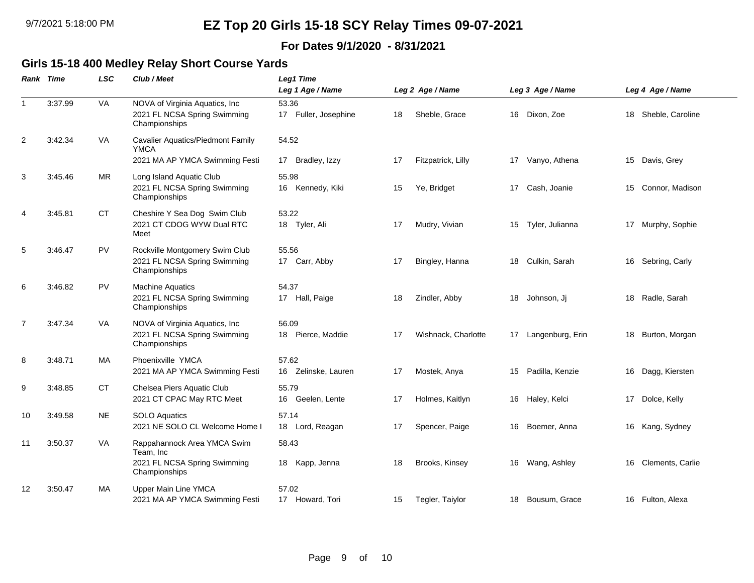# EZ Top 20 Girls 15-18 SCY Relay Times 09-07-2021

**For Dates 9/1/2020 - 8/31/2021**

## Girls 15-18 400 Medley Relay Short Course Yards

| Rank | Time | LSC | Club / Meet | Leg1 Time / Leg 1 Age / Name | Leg 2 Age / Name | Leg 3 Age / Name | Leg 4 Age / Name |
|---|---|---|---|---|---|---|---|
| 1 | 3:37.99 | VA | NOVA of Virginia Aquatics, Inc<br>2021 FL NCSA Spring Swimming Championships | 53.36<br>17 Fuller, Josephine | 18 Sheble, Grace | 16 Dixon, Zoe | 18 Sheble, Caroline |
| 2 | 3:42.34 | VA | Cavalier Aquatics/Piedmont Family YMCA<br>2021 MA AP YMCA Swimming Festi | 54.52<br>17 Bradley, Izzy | 17 Fitzpatrick, Lilly | 17 Vanyo, Athena | 15 Davis, Grey |
| 3 | 3:45.46 | MR | Long Island Aquatic Club<br>2021 FL NCSA Spring Swimming Championships | 55.98<br>16 Kennedy, Kiki | 15 Ye, Bridget | 17 Cash, Joanie | 15 Connor, Madison |
| 4 | 3:45.81 | CT | Cheshire Y Sea Dog Swim Club<br>2021 CT CDOG WYW Dual RTC Meet | 53.22<br>18 Tyler, Ali | 17 Mudry, Vivian | 15 Tyler, Julianna | 17 Murphy, Sophie |
| 5 | 3:46.47 | PV | Rockville Montgomery Swim Club<br>2021 FL NCSA Spring Swimming Championships | 55.56<br>17 Carr, Abby | 17 Bingley, Hanna | 18 Culkin, Sarah | 16 Sebring, Carly |
| 6 | 3:46.82 | PV | Machine Aquatics<br>2021 FL NCSA Spring Swimming Championships | 54.37<br>17 Hall, Paige | 18 Zindler, Abby | 18 Johnson, Jj | 18 Radle, Sarah |
| 7 | 3:47.34 | VA | NOVA of Virginia Aquatics, Inc<br>2021 FL NCSA Spring Swimming Championships | 56.09<br>18 Pierce, Maddie | 17 Wishnack, Charlotte | 17 Langenburg, Erin | 18 Burton, Morgan |
| 8 | 3:48.71 | MA | Phoenixville YMCA<br>2021 MA AP YMCA Swimming Festi | 57.62<br>16 Zelinske, Lauren | 17 Mostek, Anya | 15 Padilla, Kenzie | 16 Dagg, Kiersten |
| 9 | 3:48.85 | CT | Chelsea Piers Aquatic Club<br>2021 CT CPAC May RTC Meet | 55.79<br>16 Geelen, Lente | 17 Holmes, Kaitlyn | 16 Haley, Kelci | 17 Dolce, Kelly |
| 10 | 3:49.58 | NE | SOLO Aquatics<br>2021 NE SOLO CL Welcome Home I | 57.14<br>18 Lord, Reagan | 17 Spencer, Paige | 16 Boemer, Anna | 16 Kang, Sydney |
| 11 | 3:50.37 | VA | Rappahannock Area YMCA Swim Team, Inc<br>2021 FL NCSA Spring Swimming Championships | 58.43<br>18 Kapp, Jenna | 18 Brooks, Kinsey | 16 Wang, Ashley | 16 Clements, Carlie |
| 12 | 3:50.47 | MA | Upper Main Line YMCA<br>2021 MA AP YMCA Swimming Festi | 57.02<br>17 Howard, Tori | 15 Tegler, Taiylor | 18 Bousum, Grace | 16 Fulton, Alexa |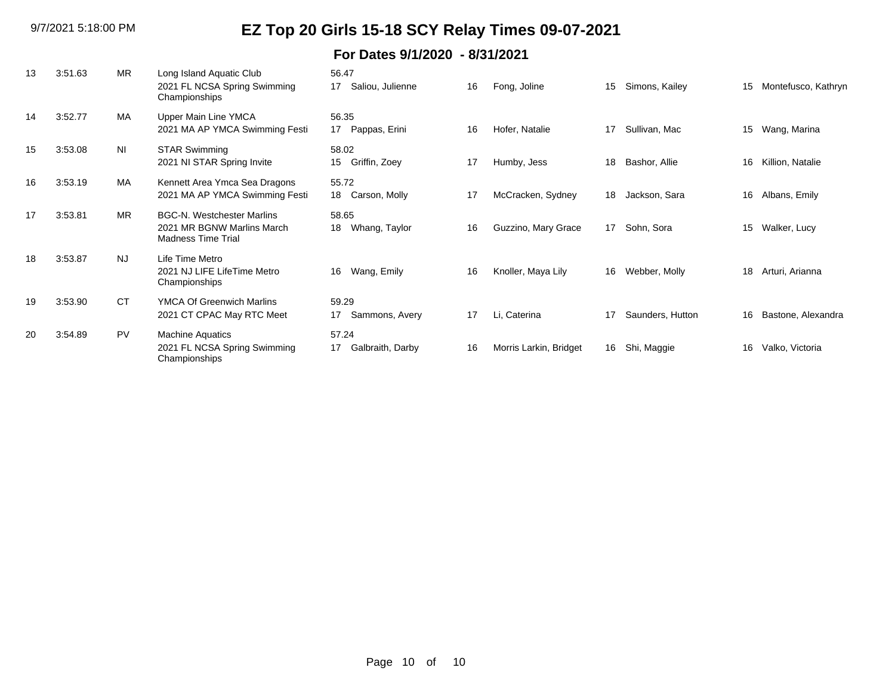# EZ Top 20 Girls 15-18 SCY Relay Times 09-07-2021

## For Dates 9/1/2020 - 8/31/2021

| | | | | | | | | | | | |
|---|---|---|---|---|---|---|---|---|---|---|---|
| 13 | 3:51.63 | MR | Long Island Aquatic Club<br>2021 FL NCSA Spring Swimming Championships | 56.47<br>17 Saliou, Julienne | 16 | Fong, Joline | 15 | Simons, Kailey | 15 | Montefusco, Kathryn |
| 14 | 3:52.77 | MA | Upper Main Line YMCA<br>2021 MA AP YMCA Swimming Festi | 56.35<br>17 Pappas, Erini | 16 | Hofer, Natalie | 17 | Sullivan, Mac | 15 | Wang, Marina |
| 15 | 3:53.08 | NI | STAR Swimming<br>2021 NI STAR Spring Invite | 58.02<br>15 Griffin, Zoey | 17 | Humby, Jess | 18 | Bashor, Allie | 16 | Killion, Natalie |
| 16 | 3:53.19 | MA | Kennett Area Ymca Sea Dragons<br>2021 MA AP YMCA Swimming Festi | 55.72<br>18 Carson, Molly | 17 | McCracken, Sydney | 18 | Jackson, Sara | 16 | Albans, Emily |
| 17 | 3:53.81 | MR | BGC-N. Westchester Marlins<br>2021 MR BGNW Marlins March Madness Time Trial | 58.65<br>18 Whang, Taylor | 16 | Guzzino, Mary Grace | 17 | Sohn, Sora | 15 | Walker, Lucy |
| 18 | 3:53.87 | NJ | Life Time Metro<br>2021 NJ LIFE LifeTime Metro Championships | 16 Wang, Emily | 16 | Knoller, Maya Lily | 16 | Webber, Molly | 18 | Arturi, Arianna |
| 19 | 3:53.90 | CT | YMCA Of Greenwich Marlins<br>2021 CT CPAC May RTC Meet | 59.29<br>17 Sammons, Avery | 17 | Li, Caterina | 17 | Saunders, Hutton | 16 | Bastone, Alexandra |
| 20 | 3:54.89 | PV | Machine Aquatics<br>2021 FL NCSA Spring Swimming Championships | 57.24<br>17 Galbraith, Darby | 16 | Morris Larkin, Bridget | 16 | Shi, Maggie | 16 | Valko, Victoria |